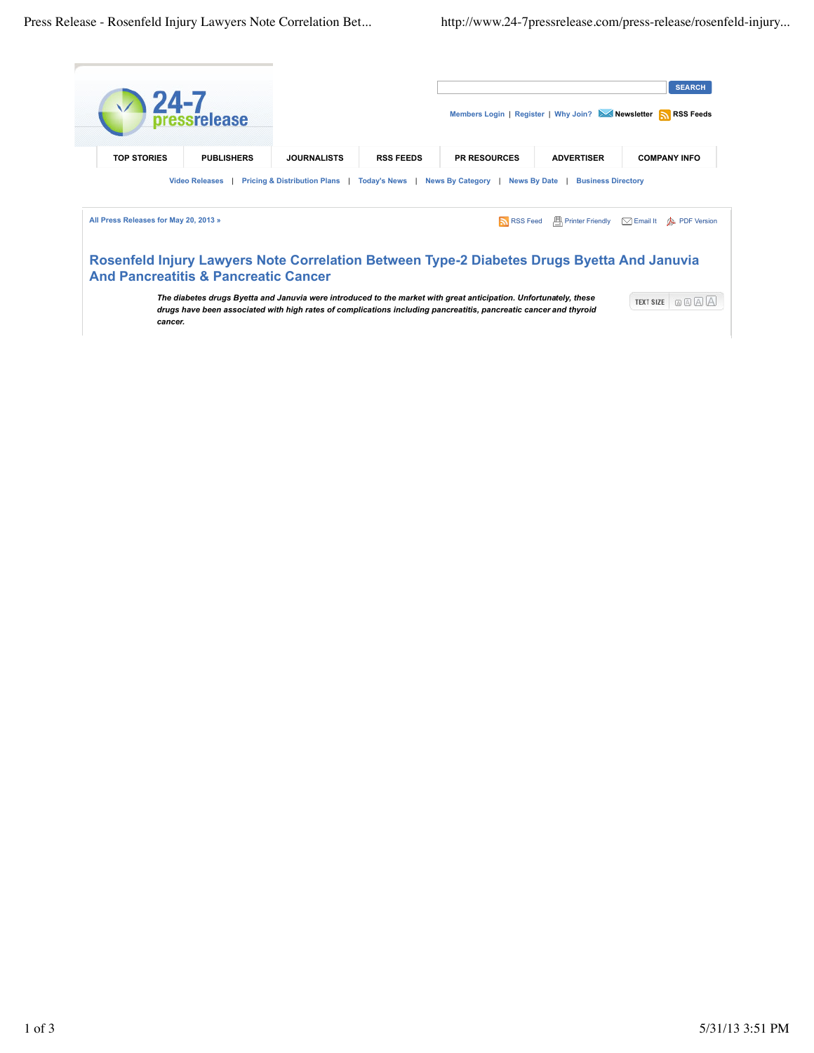24-7 pressrelease

SEARCH

Members Login | Register | Why Join? Newsletter RSS Feeds

TOP STORIES | PUBLISHERS | JOURNALISTS | RSS FEEDS | PR RESOURCES | ADVERTISER | COMPANY INFO

Video Releases | Pricing & Distribution Plans | Today's News | News By Category | News By Date | Business Directory

All Press Releases for May 20, 2013 »

RSS Feed | Printer Friendly | Email It | PDF Version

# Rosenfeld Injury Lawyers Note Correlation Between Type-2 Diabetes Drugs Byetta And Januvia And Pancreatitis & Pancreatic Cancer

***The diabetes drugs Byetta and Januvia were introduced to the market with great anticipation. Unfortunately, these drugs have been associated with high rates of complications including pancreatitis, pancreatic cancer and thyroid cancer.***

TEXT SIZE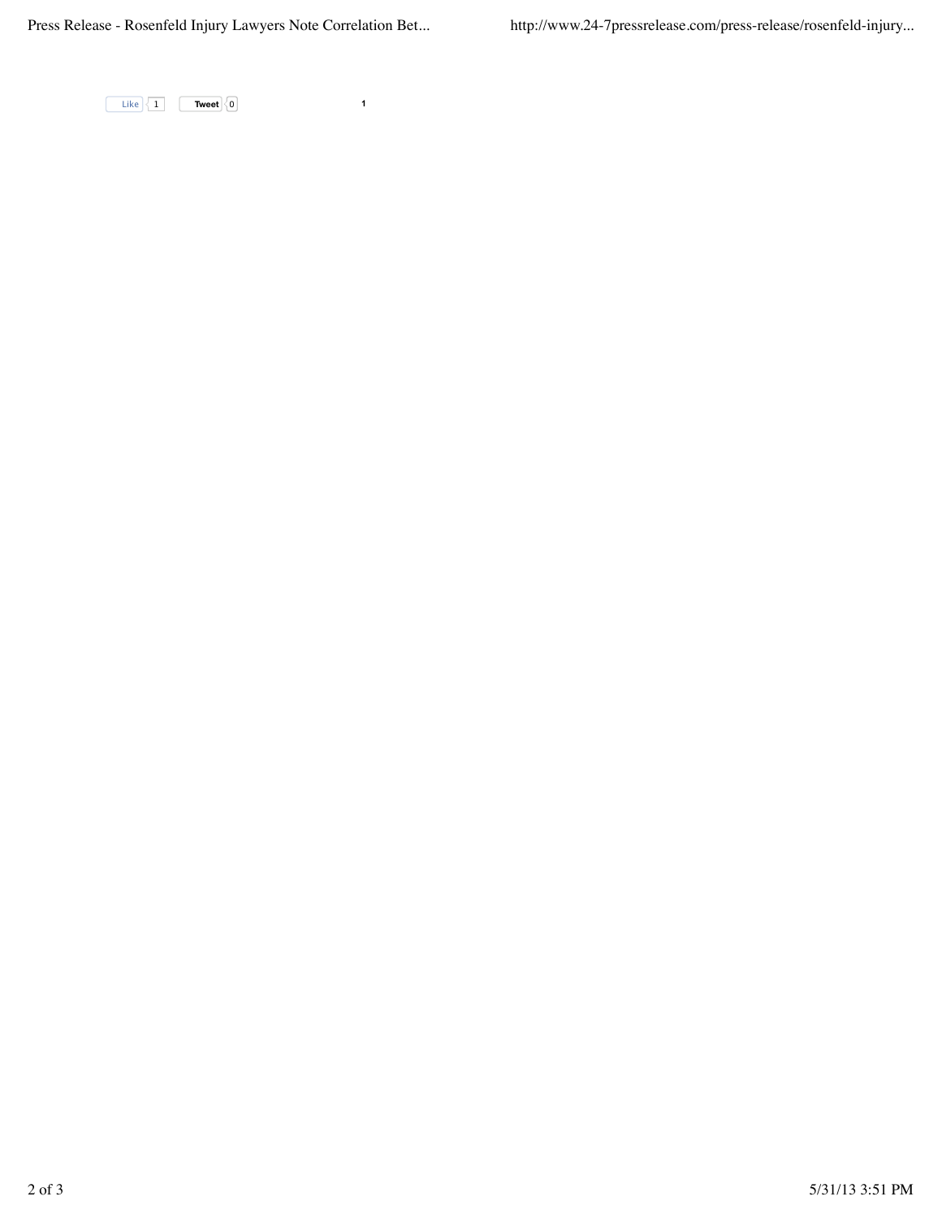Like 1 Tweet 0 1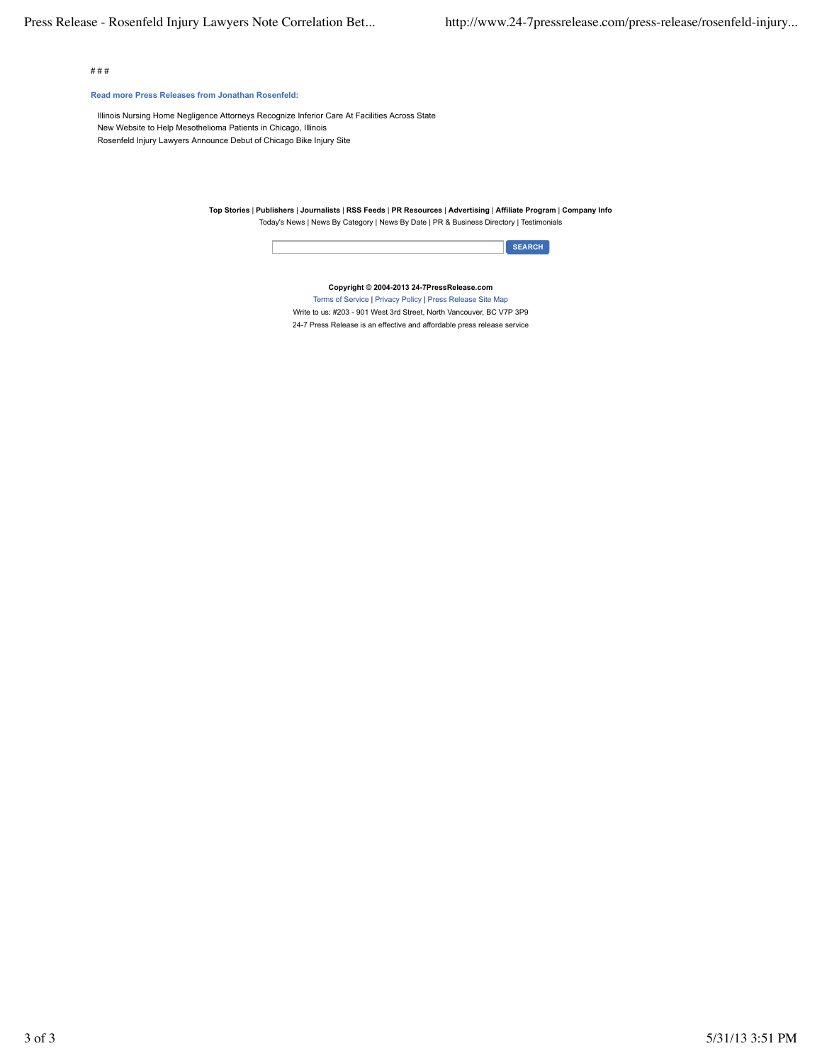# # #

**Read more Press Releases from Jonathan Rosenfeld:**

Illinois Nursing Home Negligence Attorneys Recognize Inferior Care At Facilities Across State
New Website to Help Mesothelioma Patients in Chicago, Illinois
Rosenfeld Injury Lawyers Announce Debut of Chicago Bike Injury Site

**Top Stories** | **Publishers** | **Journalists** | **RSS Feeds** | **PR Resources** | **Advertising** | **Affiliate Program** | **Company Info**
Today's News | News By Category | News By Date | PR & Business Directory | Testimonials

SEARCH

**Copyright © 2004-2013 24-7PressRelease.com**
Terms of Service | Privacy Policy | Press Release Site Map
Write to us: #203 - 901 West 3rd Street, North Vancouver, BC V7P 3P9
24-7 Press Release is an effective and affordable press release service